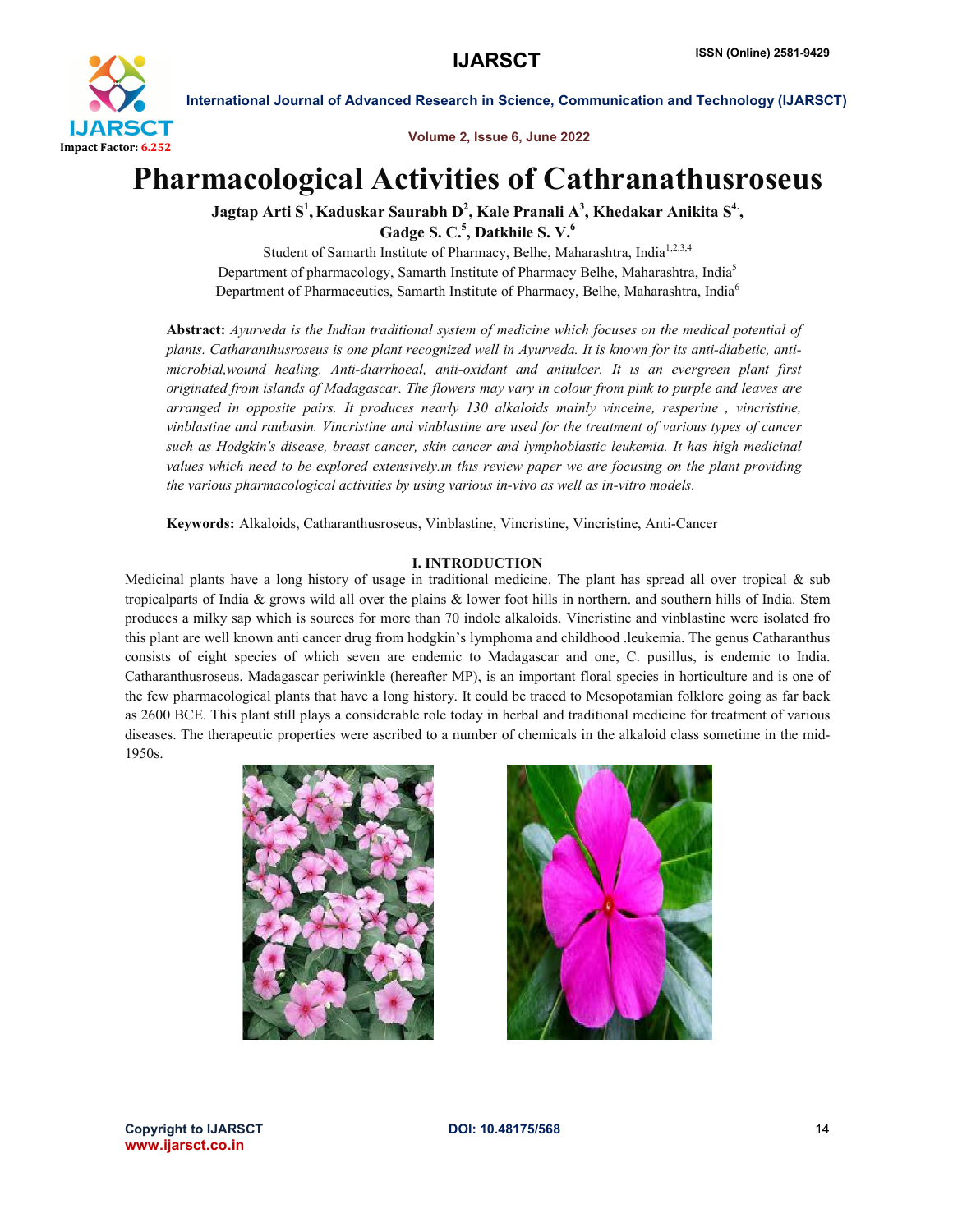# Pharmacological Activities of Cathranathusroseus

**Jagtap Arti S[1], Kaduskar Saurabh D[2], Kale Pranali A[3], Khedakar Anikita S[4], Gadge S. C.[5], Datkhile S. V.[6]**

Student of Samarth Institute of Pharmacy, Belhe, Maharashtra, India[1,2,3,4]

Department of pharmacology, Samarth Institute of Pharmacy Belhe, Maharashtra, India[5]

Department of Pharmaceutics, Samarth Institute of Pharmacy, Belhe, Maharashtra, India[6]

**Abstract:** *Ayurveda is the Indian traditional system of medicine which focuses on the medical potential of plants. Catharanthusroseus is one plant recognized well in Ayurveda. It is known for its anti-diabetic, anti-microbial,wound healing, Anti-diarrhoeal, anti-oxidant and antiulcer. It is an evergreen plant first originated from islands of Madagascar. The flowers may vary in colour from pink to purple and leaves are arranged in opposite pairs. It produces nearly 130 alkaloids mainly vinceine, resperine , vincristine, vinblastine and raubasin. Vincristine and vinblastine are used for the treatment of various types of cancer such as Hodgkin's disease, breast cancer, skin cancer and lymphoblastic leukemia. It has high medicinal values which need to be explored extensively.in this review paper we are focusing on the plant providing the various pharmacological activities by using various in-vivo as well as in-vitro models.*

**Keywords:** Alkaloids, Catharanthusroseus, Vinblastine, Vincristine, Vincristine, Anti-Cancer

## I. INTRODUCTION

Medicinal plants have a long history of usage in traditional medicine. The plant has spread all over tropical & sub tropicalparts of India & grows wild all over the plains & lower foot hills in northern. and southern hills of India. Stem produces a milky sap which is sources for more than 70 indole alkaloids. Vincristine and vinblastine were isolated fro this plant are well known anti cancer drug from hodgkin's lymphoma and childhood .leukemia. The genus Catharanthus consists of eight species of which seven are endemic to Madagascar and one, C. pusillus, is endemic to India. Catharanthusroseus, Madagascar periwinkle (hereafter MP), is an important floral species in horticulture and is one of the few pharmacological plants that have a long history. It could be traced to Mesopotamian folklore going as far back as 2600 BCE. This plant still plays a considerable role today in herbal and traditional medicine for treatment of various diseases. The therapeutic properties were ascribed to a number of chemicals in the alkaloid class sometime in the mid-1950s.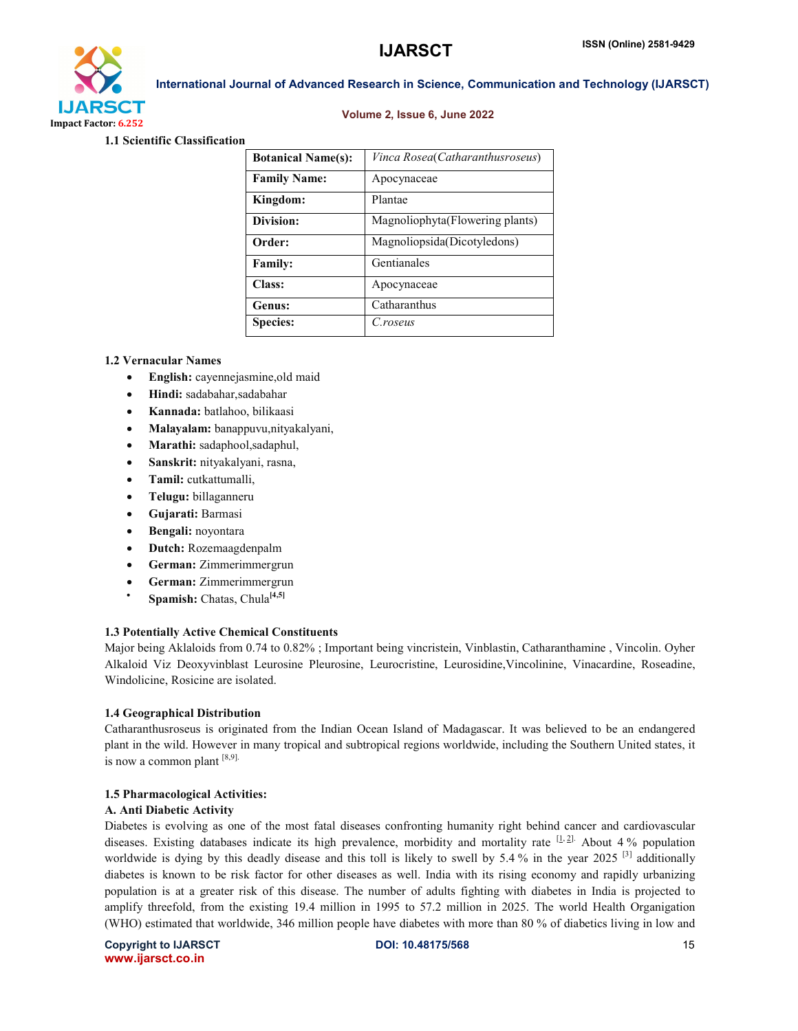### 1.1 Scientific Classification

| **Botanical Name(s):** | *Vinca Rosea(Catharanthusroseus)* |
|---|---|
| **Family Name:** | Apocynaceae |
| **Kingdom:** | Plantae |
| **Division:** | Magnoliophyta(Flowering plants) |
| **Order:** | Magnoliopsida(Dicotyledons) |
| **Family:** | Gentianales |
| **Class:** | Apocynaceae |
| **Genus:** | Catharanthus |
| **Species:** | *C.roseus* |

### 1.2 Vernacular Names

- **English:** cayennejasmine,old maid
- **Hindi:** sadabahar,sadabahar
- **Kannada:** batlahoo, bilikaasi
- **Malayalam:** banappuvu,nityakalyani,
- **Marathi:** sadaphool,sadaphul,
- **Sanskrit:** nityakalyani, rasna,
- **Tamil:** cutkattumalli,
- **Telugu:** billaganneru
- **Gujarati:** Barmasi
- **Bengali:** noyontara
- **Dutch:** Rozemaagdenpalm
- **German:** Zimmerimmergrun
- **German:** Zimmerimmergrun
- **Spamish:** Chatas, Chula[4,5]

### 1.3 Potentially Active Chemical Constituents

Major being Aklaloids from 0.74 to 0.82% ; Important being vincristein, Vinblastin, Catharanthamine , Vincolin. Oyher Alkaloid Viz Deoxyvinblast Leurosine Pleurosine, Leurocristine, Leurosidine,Vincolinine, Vinacardine, Roseadine, Windolicine, Rosicine are isolated.

### 1.4 Geographical Distribution

Catharanthusroseus is originated from the Indian Ocean Island of Madagascar. It was believed to be an endangered plant in the wild. However in many tropical and subtropical regions worldwide, including the Southern United states, it is now a common plant [8,9].

### 1.5 Pharmacological Activities:

#### A. Anti Diabetic Activity

Diabetes is evolving as one of the most fatal diseases confronting humanity right behind cancer and cardiovascular diseases. Existing databases indicate its high prevalence, morbidity and mortality rate [1, 2]. About 4 % population worldwide is dying by this deadly disease and this toll is likely to swell by 5.4 % in the year 2025 [3] additionally diabetes is known to be risk factor for other diseases as well. India with its rising economy and rapidly urbanizing population is at a greater risk of this disease. The number of adults fighting with diabetes in India is projected to amplify threefold, from the existing 19.4 million in 1995 to 57.2 million in 2025. The world Health Organigation (WHO) estimated that worldwide, 346 million people have diabetes with more than 80 % of diabetics living in low and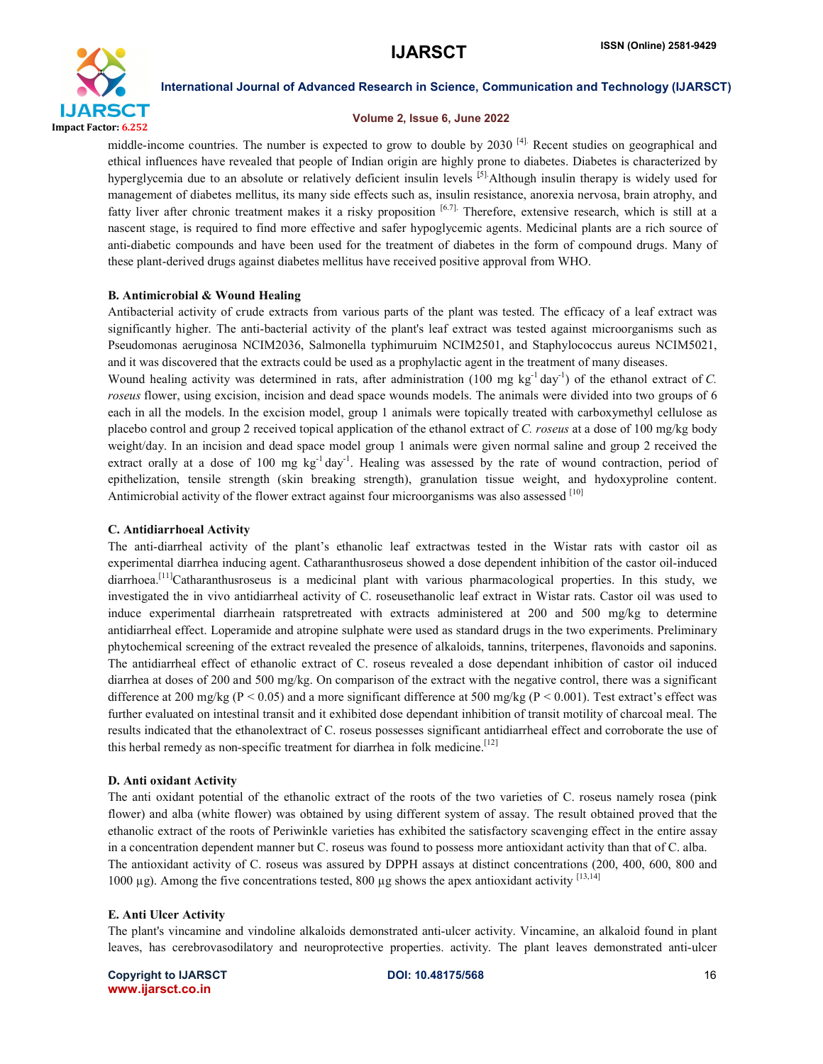middle-income countries. The number is expected to grow to double by 2030 [4]. Recent studies on geographical and ethical influences have revealed that people of Indian origin are highly prone to diabetes. Diabetes is characterized by hyperglycemia due to an absolute or relatively deficient insulin levels [5].Although insulin therapy is widely used for management of diabetes mellitus, its many side effects such as, insulin resistance, anorexia nervosa, brain atrophy, and fatty liver after chronic treatment makes it a risky proposition [6,7]. Therefore, extensive research, which is still at a nascent stage, is required to find more effective and safer hypoglycemic agents. Medicinal plants are a rich source of anti-diabetic compounds and have been used for the treatment of diabetes in the form of compound drugs. Many of these plant-derived drugs against diabetes mellitus have received positive approval from WHO.

### B. Antimicrobial & Wound Healing

Antibacterial activity of crude extracts from various parts of the plant was tested. The efficacy of a leaf extract was significantly higher. The anti-bacterial activity of the plant's leaf extract was tested against microorganisms such as Pseudomonas aeruginosa NCIM2036, Salmonella typhimuruim NCIM2501, and Staphylococcus aureus NCIM5021, and it was discovered that the extracts could be used as a prophylactic agent in the treatment of many diseases.

Wound healing activity was determined in rats, after administration (100 mg $kg^{-1}$ $day^{-1}$) of the ethanol extract of *C. roseus* flower, using excision, incision and dead space wounds models. The animals were divided into two groups of 6 each in all the models. In the excision model, group 1 animals were topically treated with carboxymethyl cellulose as placebo control and group 2 received topical application of the ethanol extract of *C. roseus* at a dose of 100 mg/kg body weight/day. In an incision and dead space model group 1 animals were given normal saline and group 2 received the extract orally at a dose of 100 mg $kg^{-1}$ $day^{-1}$. Healing was assessed by the rate of wound contraction, period of epithelization, tensile strength (skin breaking strength), granulation tissue weight, and hydoxyproline content. Antimicrobial activity of the flower extract against four microorganisms was also assessed [10]

### C. Antidiarrhoeal Activity

The anti-diarrheal activity of the plant's ethanolic leaf extractwas tested in the Wistar rats with castor oil as experimental diarrhea inducing agent. Catharanthusroseus showed a dose dependent inhibition of the castor oil-induced diarrhoea.[11]Catharanthusroseus is a medicinal plant with various pharmacological properties. In this study, we investigated the in vivo antidiarrheal activity of C. roseusethanolic leaf extract in Wistar rats. Castor oil was used to induce experimental diarrheain ratspretreated with extracts administered at 200 and 500 mg/kg to determine antidiarrheal effect. Loperamide and atropine sulphate were used as standard drugs in the two experiments. Preliminary phytochemical screening of the extract revealed the presence of alkaloids, tannins, triterpenes, flavonoids and saponins. The antidiarrheal effect of ethanolic extract of C. roseus revealed a dose dependant inhibition of castor oil induced diarrhea at doses of 200 and 500 mg/kg. On comparison of the extract with the negative control, there was a significant difference at 200 mg/kg ($P < 0.05$) and a more significant difference at 500 mg/kg ($P < 0.001$). Test extract's effect was further evaluated on intestinal transit and it exhibited dose dependant inhibition of transit motility of charcoal meal. The results indicated that the ethanolextract of C. roseus possesses significant antidiarrheal effect and corroborate the use of this herbal remedy as non-specific treatment for diarrhea in folk medicine.[12]

### D. Anti oxidant Activity

The anti oxidant potential of the ethanolic extract of the roots of the two varieties of C. roseus namely rosea (pink flower) and alba (white flower) was obtained by using different system of assay. The result obtained proved that the ethanolic extract of the roots of Periwinkle varieties has exhibited the satisfactory scavenging effect in the entire assay in a concentration dependent manner but C. roseus was found to possess more antioxidant activity than that of C. alba.

The antioxidant activity of C. roseus was assured by DPPH assays at distinct concentrations (200, 400, 600, 800 and 1000 µg). Among the five concentrations tested, 800 µg shows the apex antioxidant activity [13,14]

### E. Anti Ulcer Activity

The plant's vincamine and vindoline alkaloids demonstrated anti-ulcer activity. Vincamine, an alkaloid found in plant leaves, has cerebrovasodilatory and neuroprotective properties. activity. The plant leaves demonstrated anti-ulcer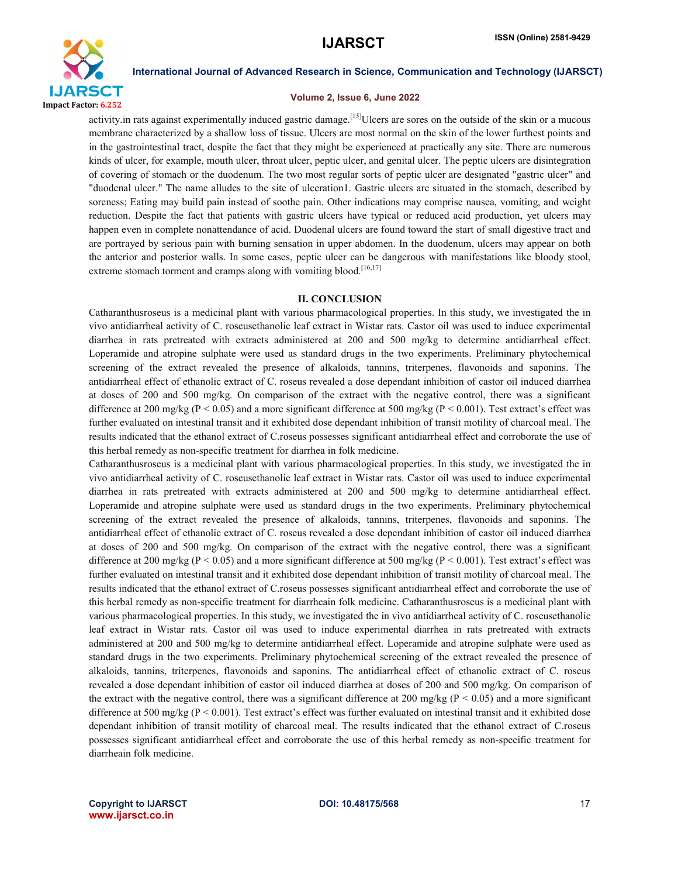activity.in rats against experimentally induced gastric damage.[15]Ulcers are sores on the outside of the skin or a mucous membrane characterized by a shallow loss of tissue. Ulcers are most normal on the skin of the lower furthest points and in the gastrointestinal tract, despite the fact that they might be experienced at practically any site. There are numerous kinds of ulcer, for example, mouth ulcer, throat ulcer, peptic ulcer, and genital ulcer. The peptic ulcers are disintegration of covering of stomach or the duodenum. The two most regular sorts of peptic ulcer are designated "gastric ulcer" and "duodenal ulcer." The name alludes to the site of ulceration1. Gastric ulcers are situated in the stomach, described by soreness; Eating may build pain instead of soothe pain. Other indications may comprise nausea, vomiting, and weight reduction. Despite the fact that patients with gastric ulcers have typical or reduced acid production, yet ulcers may happen even in complete nonattendance of acid. Duodenal ulcers are found toward the start of small digestive tract and are portrayed by serious pain with burning sensation in upper abdomen. In the duodenum, ulcers may appear on both the anterior and posterior walls. In some cases, peptic ulcer can be dangerous with manifestations like bloody stool, extreme stomach torment and cramps along with vomiting blood.[16,17]

## II. CONCLUSION

Catharanthusroseus is a medicinal plant with various pharmacological properties. In this study, we investigated the in vivo antidiarrheal activity of C. roseusethanolic leaf extract in Wistar rats. Castor oil was used to induce experimental diarrhea in rats pretreated with extracts administered at 200 and 500 mg/kg to determine antidiarrheal effect. Loperamide and atropine sulphate were used as standard drugs in the two experiments. Preliminary phytochemical screening of the extract revealed the presence of alkaloids, tannins, triterpenes, flavonoids and saponins. The antidiarrheal effect of ethanolic extract of C. roseus revealed a dose dependant inhibition of castor oil induced diarrhea at doses of 200 and 500 mg/kg. On comparison of the extract with the negative control, there was a significant difference at 200 mg/kg ($P < 0.05$) and a more significant difference at 500 mg/kg ($P < 0.001$). Test extract's effect was further evaluated on intestinal transit and it exhibited dose dependant inhibition of transit motility of charcoal meal. The results indicated that the ethanol extract of C.roseus possesses significant antidiarrheal effect and corroborate the use of this herbal remedy as non-specific treatment for diarrhea in folk medicine.

Catharanthusroseus is a medicinal plant with various pharmacological properties. In this study, we investigated the in vivo antidiarrheal activity of C. roseusethanolic leaf extract in Wistar rats. Castor oil was used to induce experimental diarrhea in rats pretreated with extracts administered at 200 and 500 mg/kg to determine antidiarrheal effect. Loperamide and atropine sulphate were used as standard drugs in the two experiments. Preliminary phytochemical screening of the extract revealed the presence of alkaloids, tannins, triterpenes, flavonoids and saponins. The antidiarrheal effect of ethanolic extract of C. roseus revealed a dose dependant inhibition of castor oil induced diarrhea at doses of 200 and 500 mg/kg. On comparison of the extract with the negative control, there was a significant difference at 200 mg/kg ($P < 0.05$) and a more significant difference at 500 mg/kg ($P < 0.001$). Test extract's effect was further evaluated on intestinal transit and it exhibited dose dependant inhibition of transit motility of charcoal meal. The results indicated that the ethanol extract of C.roseus possesses significant antidiarrheal effect and corroborate the use of this herbal remedy as non-specific treatment for diarrheain folk medicine. Catharanthusroseus is a medicinal plant with various pharmacological properties. In this study, we investigated the in vivo antidiarrheal activity of C. roseusethanolic leaf extract in Wistar rats. Castor oil was used to induce experimental diarrhea in rats pretreated with extracts administered at 200 and 500 mg/kg to determine antidiarrheal effect. Loperamide and atropine sulphate were used as standard drugs in the two experiments. Preliminary phytochemical screening of the extract revealed the presence of alkaloids, tannins, triterpenes, flavonoids and saponins. The antidiarrheal effect of ethanolic extract of C. roseus revealed a dose dependant inhibition of castor oil induced diarrhea at doses of 200 and 500 mg/kg. On comparison of the extract with the negative control, there was a significant difference at 200 mg/kg ($P < 0.05$) and a more significant difference at 500 mg/kg ($P < 0.001$). Test extract's effect was further evaluated on intestinal transit and it exhibited dose dependant inhibition of transit motility of charcoal meal. The results indicated that the ethanol extract of C.roseus possesses significant antidiarrheal effect and corroborate the use of this herbal remedy as non-specific treatment for diarrheain folk medicine.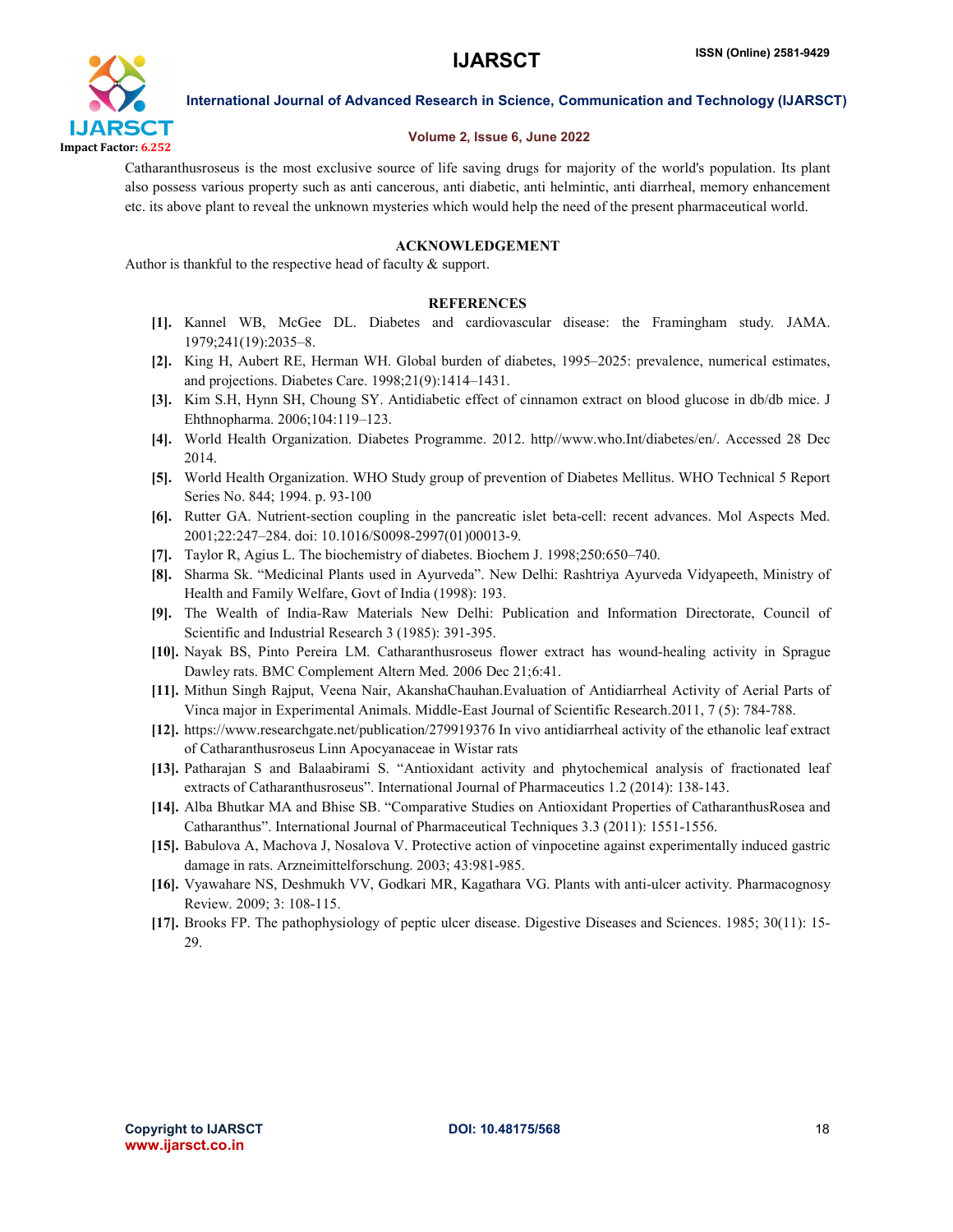Catharanthusroseus is the most exclusive source of life saving drugs for majority of the world's population. Its plant also possess various property such as anti cancerous, anti diabetic, anti helmintic, anti diarrheal, memory enhancement etc. its above plant to reveal the unknown mysteries which would help the need of the present pharmaceutical world.

## ACKNOWLEDGEMENT

Author is thankful to the respective head of faculty & support.

## REFERENCES

- [1]. Kannel WB, McGee DL. Diabetes and cardiovascular disease: the Framingham study. JAMA. 1979;241(19):2035–8.
- [2]. King H, Aubert RE, Herman WH. Global burden of diabetes, 1995–2025: prevalence, numerical estimates, and projections. Diabetes Care. 1998;21(9):1414–1431.
- [3]. Kim S.H, Hynn SH, Choung SY. Antidiabetic effect of cinnamon extract on blood glucose in db/db mice. J Ehthnopharma. 2006;104:119–123.
- [4]. World Health Organization. Diabetes Programme. 2012. http//www.who.Int/diabetes/en/. Accessed 28 Dec 2014.
- [5]. World Health Organization. WHO Study group of prevention of Diabetes Mellitus. WHO Technical 5 Report Series No. 844; 1994. p. 93-100
- [6]. Rutter GA. Nutrient-section coupling in the pancreatic islet beta-cell: recent advances. Mol Aspects Med. 2001;22:247–284. doi: 10.1016/S0098-2997(01)00013-9.
- [7]. Taylor R, Agius L. The biochemistry of diabetes. Biochem J. 1998;250:650–740.
- [8]. Sharma Sk. "Medicinal Plants used in Ayurveda". New Delhi: Rashtriya Ayurveda Vidyapeeth, Ministry of Health and Family Welfare, Govt of India (1998): 193.
- [9]. The Wealth of India-Raw Materials New Delhi: Publication and Information Directorate, Council of Scientific and Industrial Research 3 (1985): 391-395.
- [10]. Nayak BS, Pinto Pereira LM. Catharanthusroseus flower extract has wound-healing activity in Sprague Dawley rats. BMC Complement Altern Med. 2006 Dec 21;6:41.
- [11]. Mithun Singh Rajput, Veena Nair, AkanshaChauhan.Evaluation of Antidiarrheal Activity of Aerial Parts of Vinca major in Experimental Animals. Middle-East Journal of Scientific Research.2011, 7 (5): 784-788.
- [12]. https://www.researchgate.net/publication/279919376 In vivo antidiarrheal activity of the ethanolic leaf extract of Catharanthusroseus Linn Apocyanaceae in Wistar rats
- [13]. Patharajan S and Balaabirami S. "Antioxidant activity and phytochemical analysis of fractionated leaf extracts of Catharanthusroseus". International Journal of Pharmaceutics 1.2 (2014): 138-143.
- [14]. Alba Bhutkar MA and Bhise SB. "Comparative Studies on Antioxidant Properties of CatharanthusRosea and Catharanthus". International Journal of Pharmaceutical Techniques 3.3 (2011): 1551-1556.
- [15]. Babulova A, Machova J, Nosalova V. Protective action of vinpocetine against experimentally induced gastric damage in rats. Arzneimittelforschung. 2003; 43:981-985.
- [16]. Vyawahare NS, Deshmukh VV, Godkari MR, Kagathara VG. Plants with anti-ulcer activity. Pharmacognosy Review. 2009; 3: 108-115.
- [17]. Brooks FP. The pathophysiology of peptic ulcer disease. Digestive Diseases and Sciences. 1985; 30(11): 15-29.